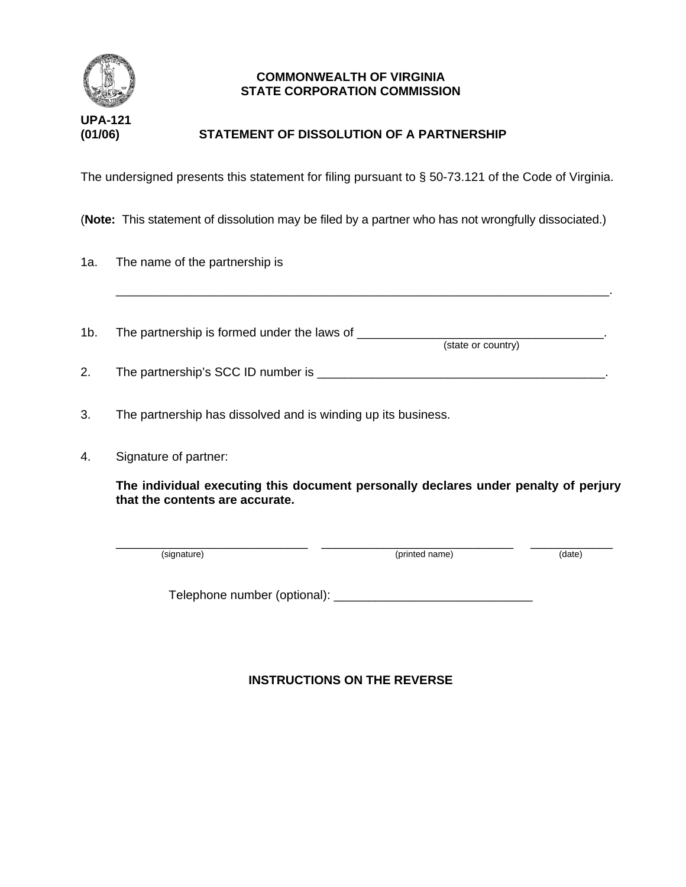**COMMONWEALTH OF VIRGINIA**
**STATE CORPORATION COMMISSION**

**UPA-121**
**(01/06)**

# STATEMENT OF DISSOLUTION OF A PARTNERSHIP

The undersigned presents this statement for filing pursuant to § 50-73.121 of the Code of Virginia.

(**Note:** This statement of dissolution may be filed by a partner who has not wrongfully dissociated.)

1a. The name of the partnership is

_________________________________________________________________________.

1b. The partnership is formed under the laws of ___________________________________.
(state or country)

2. The partnership's SCC ID number is __________________________________________.

3. The partnership has dissolved and is winding up its business.

4. Signature of partner:

**The individual executing this document personally declares under penalty of perjury that the contents are accurate.**

____________________________ ____________________________ ____________
(signature) (printed name) (date)

Telephone number (optional): ____________________________

**INSTRUCTIONS ON THE REVERSE**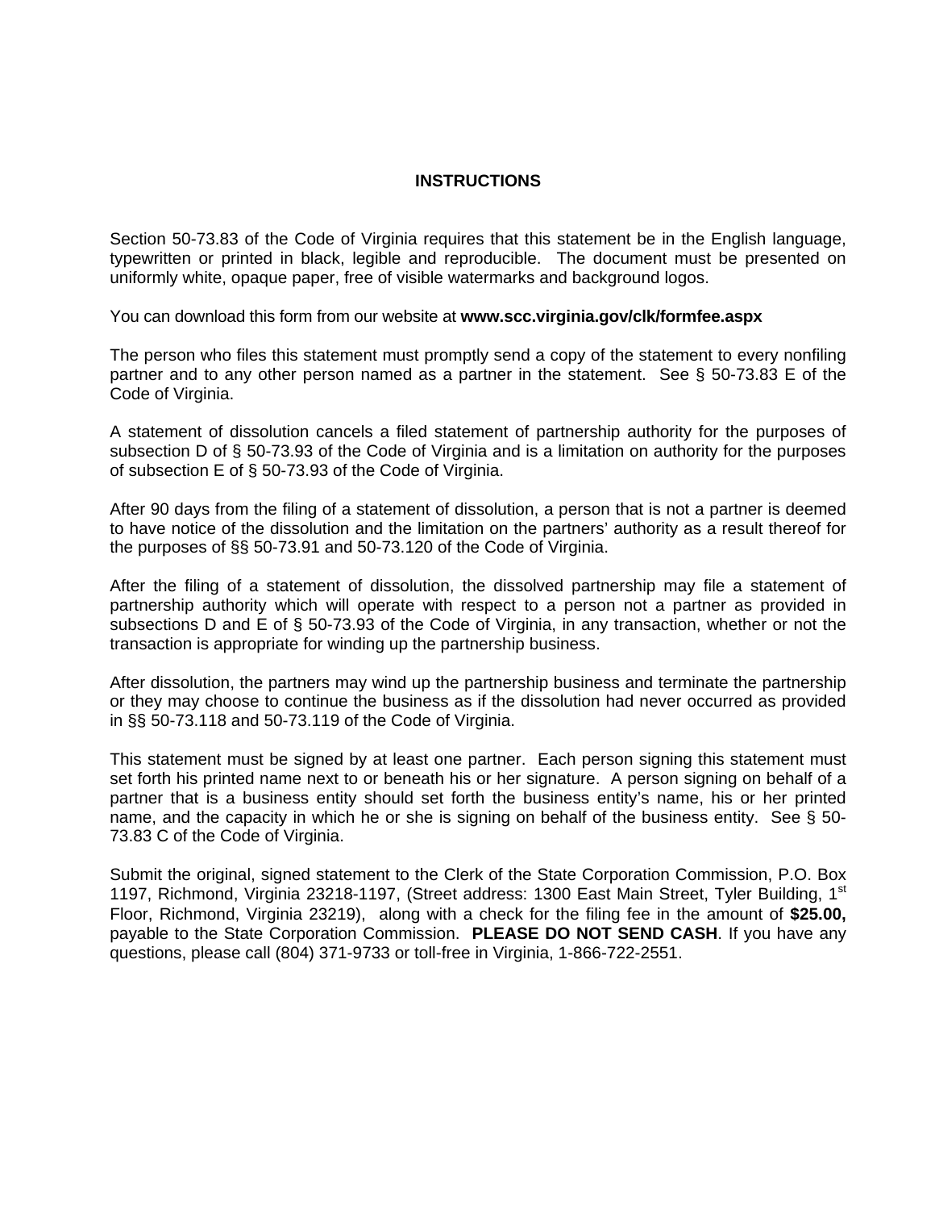## INSTRUCTIONS

Section 50-73.83 of the Code of Virginia requires that this statement be in the English language, typewritten or printed in black, legible and reproducible. The document must be presented on uniformly white, opaque paper, free of visible watermarks and background logos.

You can download this form from our website at **www.scc.virginia.gov/clk/formfee.aspx**

The person who files this statement must promptly send a copy of the statement to every nonfiling partner and to any other person named as a partner in the statement. See § 50-73.83 E of the Code of Virginia.

A statement of dissolution cancels a filed statement of partnership authority for the purposes of subsection D of § 50-73.93 of the Code of Virginia and is a limitation on authority for the purposes of subsection E of § 50-73.93 of the Code of Virginia.

After 90 days from the filing of a statement of dissolution, a person that is not a partner is deemed to have notice of the dissolution and the limitation on the partners' authority as a result thereof for the purposes of §§ 50-73.91 and 50-73.120 of the Code of Virginia.

After the filing of a statement of dissolution, the dissolved partnership may file a statement of partnership authority which will operate with respect to a person not a partner as provided in subsections D and E of § 50-73.93 of the Code of Virginia, in any transaction, whether or not the transaction is appropriate for winding up the partnership business.

After dissolution, the partners may wind up the partnership business and terminate the partnership or they may choose to continue the business as if the dissolution had never occurred as provided in §§ 50-73.118 and 50-73.119 of the Code of Virginia.

This statement must be signed by at least one partner. Each person signing this statement must set forth his printed name next to or beneath his or her signature. A person signing on behalf of a partner that is a business entity should set forth the business entity's name, his or her printed name, and the capacity in which he or she is signing on behalf of the business entity. See § 50-73.83 C of the Code of Virginia.

Submit the original, signed statement to the Clerk of the State Corporation Commission, P.O. Box 1197, Richmond, Virginia 23218-1197, (Street address: 1300 East Main Street, Tyler Building, 1st Floor, Richmond, Virginia 23219), along with a check for the filing fee in the amount of **$25.00,** payable to the State Corporation Commission. **PLEASE DO NOT SEND CASH**. If you have any questions, please call (804) 371-9733 or toll-free in Virginia, 1-866-722-2551.